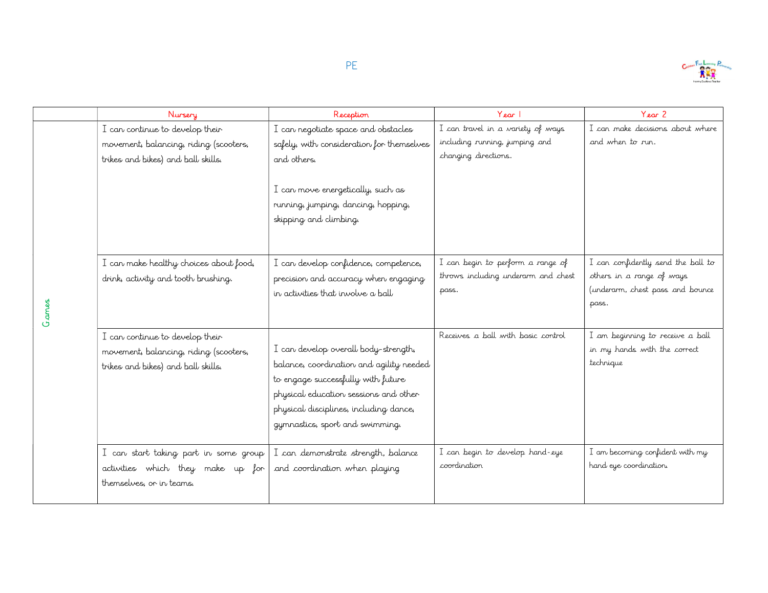# PE

| | Nursery | Reception | Year 1 | Year 2 |
|---|---|---|---|---|
| Games | I can continue to develop their movement, balancing, riding (scooters, trikes and bikes) and ball skills. | I can negotiate space and obstacles safely, with consideration for themselves and others.<br><br>I can move energetically, such as running, jumping, dancing, hopping, skipping and climbing. | I can travel in a variety of ways including running, jumping and changing directions. | I can make decisions about where and when to run. |
| | I can make healthy choices about food, drink, activity and tooth brushing. | I can develop confidence, competence, precision and accuracy when engaging in activities that involve a ball | I can begin to perform a range of throws including underarm and chest pass. | I can confidently send the ball to others in a range of ways (underarm, chest pass and bounce pass. |
| | I can continue to develop their movement, balancing, riding (scooters, trikes and bikes) and ball skills. | I can develop overall body-strength, balance, coordination and agility needed to engage successfully with future physical education sessions and other physical disciplines, including dance, gymnastics, sport and swimming. | Receives a ball with basic control | I am beginning to receive a ball in my hands with the correct technique |
| | I can start taking part in some group activities which they make up for themselves, or in teams. | I can demonstrate strength, balance and coordination when playing | I can begin to develop hand-eye coordination | I am becoming confident with my hand eye coordination. |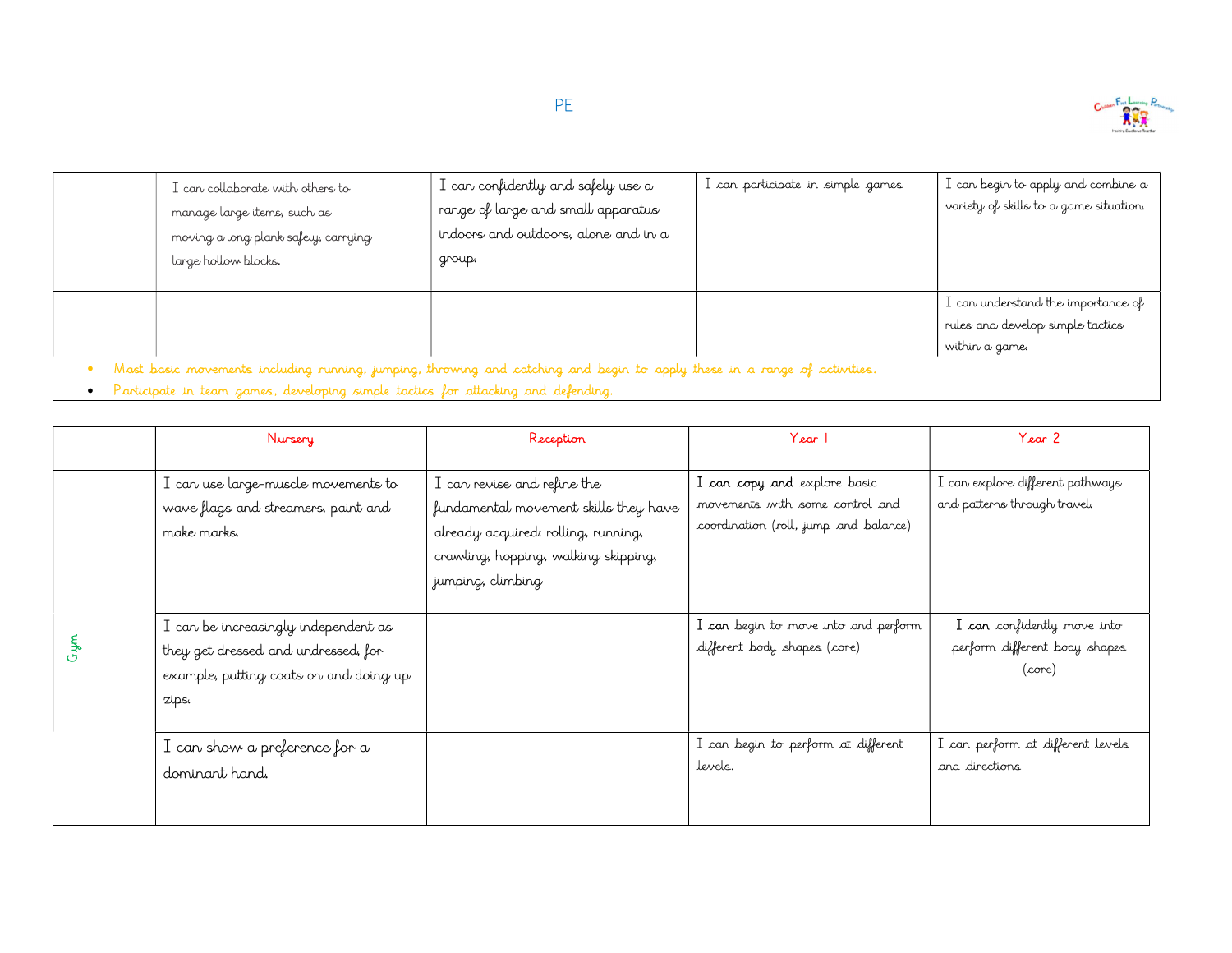# PE

| | | | | |
|---|---|---|---|---|
| | I can collaborate with others to manage large items, such as moving a long plank safely, carrying large hollow blocks. | I can confidently and safely use a range of large and small apparatus indoors and outdoors, alone and in a group. | I can participate in simple games | I can begin to apply and combine a variety of skills to a game situation. |
| | | | | I can understand the importance of rules and develop simple tactics within a game. |

- Mast basic movements including running, jumping, throwing and catching and begin to apply these in a range of activities.
- Participate in team games, developing simple tactics for attacking and defending.

| | Nursery | Reception | Year 1 | Year 2 |
|---|---|---|---|---|
| Gym | I can use large-muscle movements to wave flags and streamers, paint and make marks. | I can revise and refine the fundamental movement skills they have already acquired: rolling, running, crawling, hopping, walking skipping, jumping, climbing | **I can copy and** explore basic movements with some control and coordination (roll, jump and balance) | I can explore different pathways and patterns through travel. |
| | I can be increasingly independent as they get dressed and undressed, for example, putting coats on and doing up zips. | | **I can** begin to move into and perform different body shapes (core) | I **can** confidently move into perform different body shapes (core) |
| | I can show a preference for a dominant hand. | | I can begin to perform at different levels. | I can perform at different levels and directions |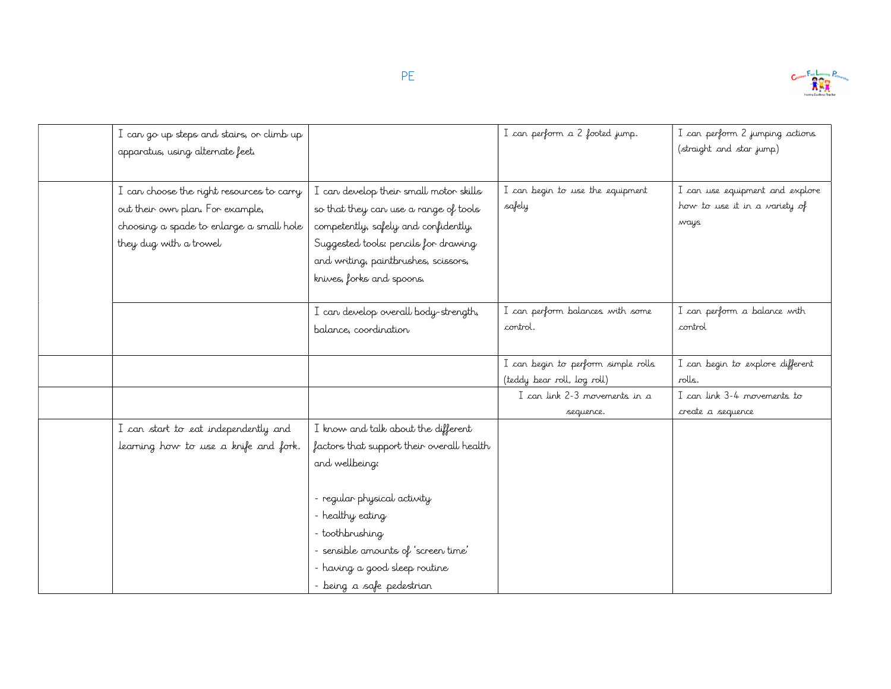PE

| | | | | |
|---|---|---|---|---|
| | I can go up steps and stairs, or climb up apparatus, using alternate feet. | | I can perform a 2 footed jump. | I can perform 2 jumping actions (straight and star jump) |
| | I can choose the right resources to carry out their own plan. For example, choosing a spade to enlarge a small hole they dug with a trowel | I can develop their small motor skills so that they can use a range of tools competently, safely and confidently. Suggested tools: pencils for drawing and writing, paintbrushes, scissors, knives, forks and spoons. | I can begin to use the equipment safely | I can use equipment and explore how to use it in a variety of ways |
| | | I can develop overall body-strength, balance, coordination | I can perform balances with some control. | I can perform a balance with control |
| | | | I can begin to perform simple rolls (teddy bear roll, log roll) | I can begin to explore different rolls. |
| | | | I can link 2-3 movements in a sequence. | I can link 3-4 movements to create a sequence |
| | I can start to eat independently and learning how to use a knife and fork. | I know and talk about the different factors that support their overall health and wellbeing:<br><br>- regular physical activity<br>- healthy eating<br>- toothbrushing<br>- sensible amounts of 'screen time'<br>- having a good sleep routine<br>- being a safe pedestrian | | |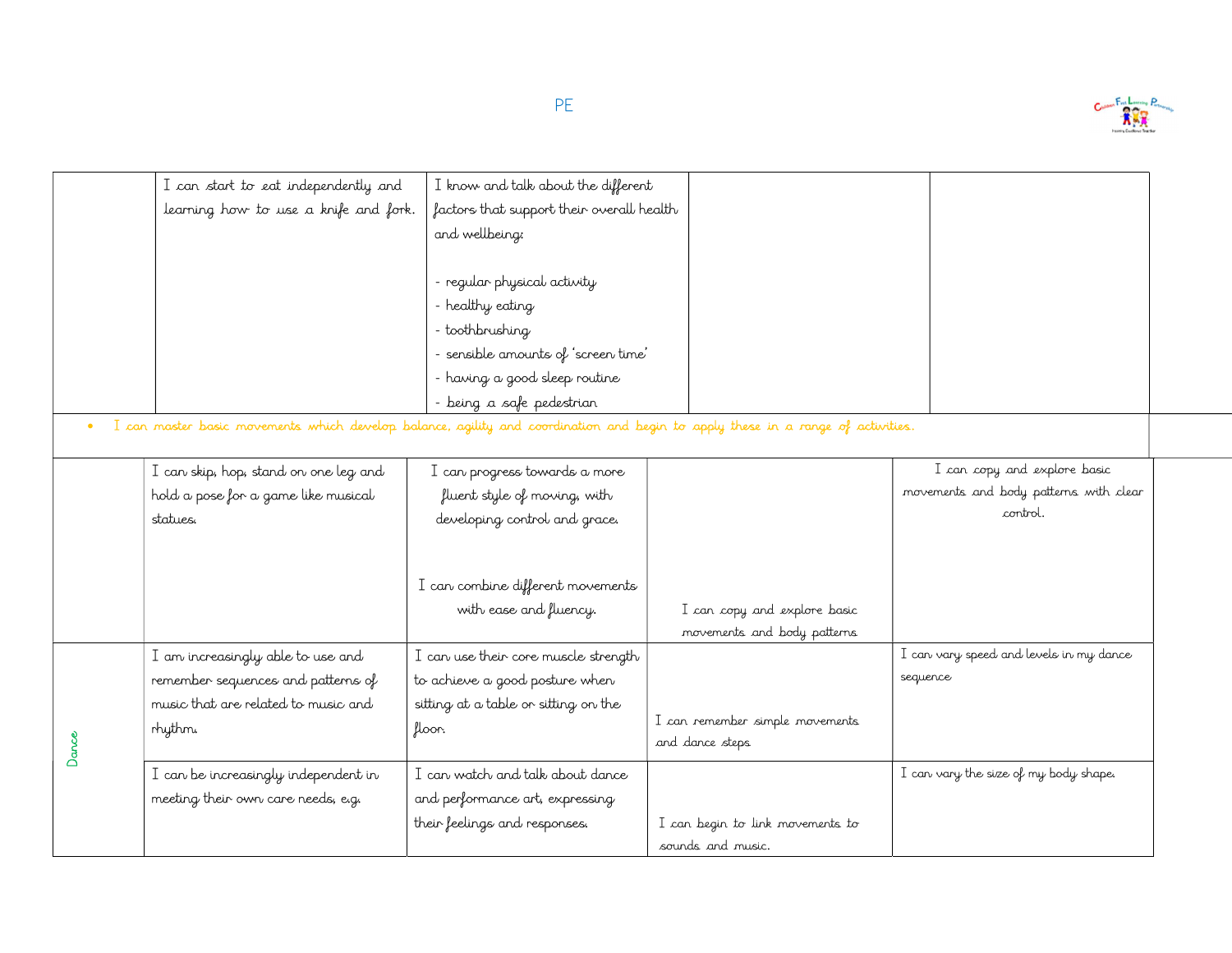# PE

| | | | | |
|---|---|---|---|---|
| | I can start to eat independently and learning how to use a knife and fork. | I know and talk about the different factors that support their overall health and wellbeing:<br><br>- regular physical activity<br>- healthy eating<br>- toothbrushing<br>- sensible amounts of 'screen time'<br>- having a good sleep routine<br>- being a safe pedestrian | | |
| • I can master basic movements which develop balance, agility and coordination and begin to apply these in a range of activities. | | | | |
| | I can skip, hop, stand on one leg and hold a pose for a game like musical statues. | I can progress towards a more fluent style of moving, with developing control and grace.<br><br>I can combine different movements with ease and fluency. | I can copy and explore basic movements and body patterns | I can copy and explore basic movements and body patterns with clear control. |
| Dance | I am increasingly able to use and remember sequences and patterns of music that are related to music and rhythm. | I can use their core muscle strength to achieve a good posture when sitting at a table or sitting on the floor. | I can remember simple movements and dance steps | I can vary speed and levels in my dance sequence |
| | I can be increasingly independent in meeting their own care needs, e.g. | I can watch and talk about dance and performance art, expressing their feelings and responses. | I can begin to link movements to sounds and music. | I can vary the size of my body shape. |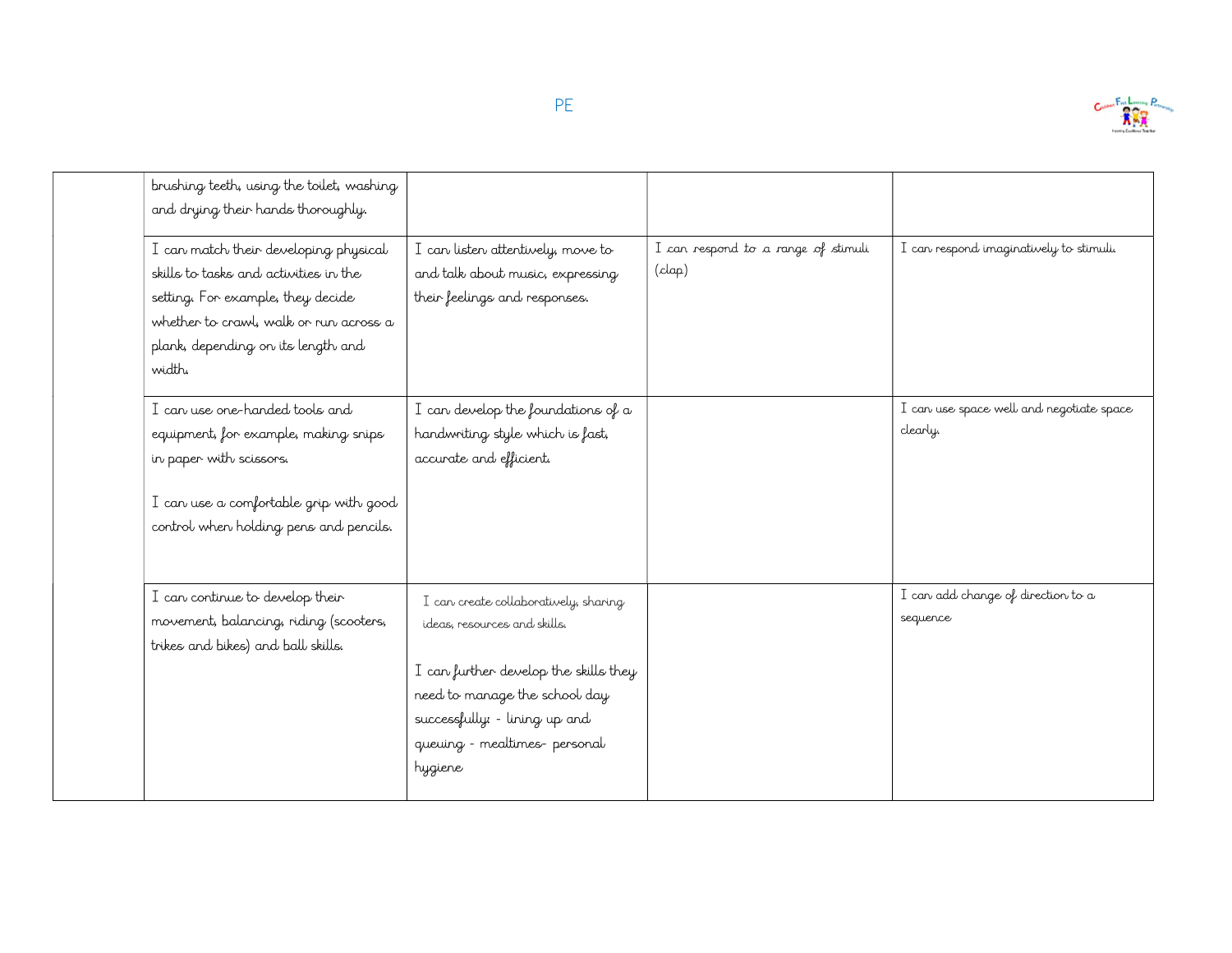| | | | | |
|---|---|---|---|---|
| | brushing teeth, using the toilet, washing and drying their hands thoroughly. | | | |
| | I can match their developing physical skills to tasks and activities in the setting. For example, they decide whether to crawl, walk or run across a plank, depending on its length and width. | I can listen attentively, move to and talk about music, expressing their feelings and responses. | I can respond to a range of stimuli (clap) | I can respond imaginatively to stimuli. |
| | I can use one-handed tools and equipment, for example, making snips in paper with scissors.<br><br>I can use a comfortable grip with good control when holding pens and pencils. | I can develop the foundations of a handwriting style which is fast, accurate and efficient. | | I can use space well and negotiate space clearly. |
| | I can continue to develop their movement, balancing, riding (scooters, trikes and bikes) and ball skills. | I can create collaboratively, sharing ideas, resources and skills.<br><br>I can further develop the skills they need to manage the school day successfully: - lining up and queuing - mealtimes- personal hygiene | | I can add change of direction to a sequence |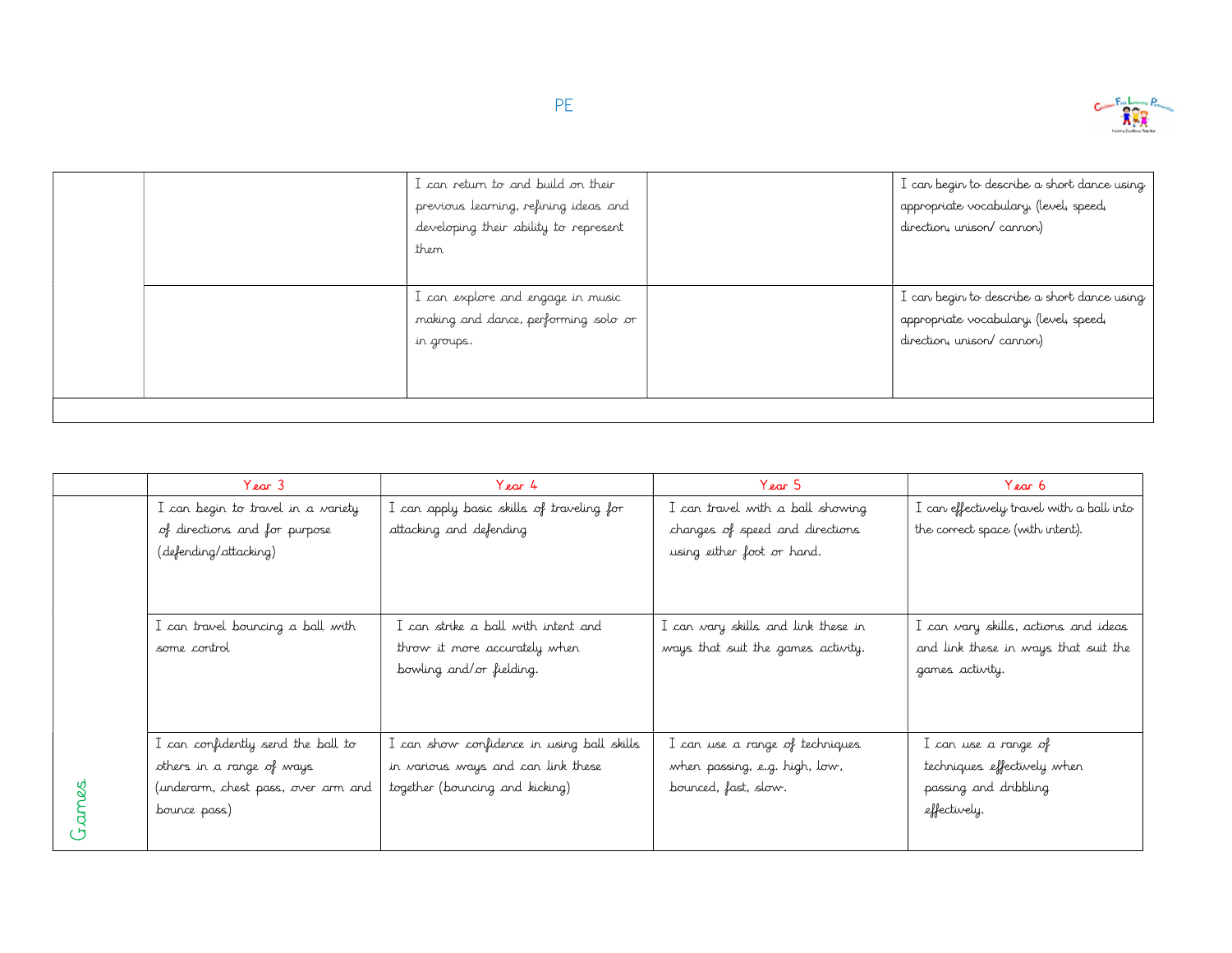# PE

| | | | | |
|---|---|---|---|---|
| | | I can return to and build on their previous learning, refining ideas and developing their ability to represent them | | I can begin to describe a short dance using appropriate vocabulary. (level, speed, direction, unison/ cannon) |
| | | I can explore and engage in music making and dance, performing solo or in groups. | | I can begin to describe a short dance using appropriate vocabulary. (level, speed, direction, unison/ cannon) |
| | | | | |

| | Year 3 | Year 4 | Year 5 | Year 6 |
|---|---|---|---|---|
| | I can begin to travel in a variety of directions and for purpose (defending/attacking) | I can apply basic skills of traveling for attacking and defending | I can travel with a ball showing changes of speed and directions using either foot or hand. | I can effectively travel with a ball into the correct space (with intent). |
| | I can travel bouncing a ball with some control | I can strike a ball with intent and throw it more accurately when bowling and/or fielding. | I can vary skills and link these in ways that suit the games activity. | I can vary skills, actions and ideas and link these in ways that suit the games activity. |
| Games | I can confidently send the ball to others in a range of ways (underarm, chest pass, over arm and bounce pass) | I can show confidence in using ball skills in various ways and can link these together (bouncing and kicking) | I can use a range of techniques when passing, e.g. high, low, bounced, fast, slow. | I can use a range of techniques effectively when passing and dribbling effectively. |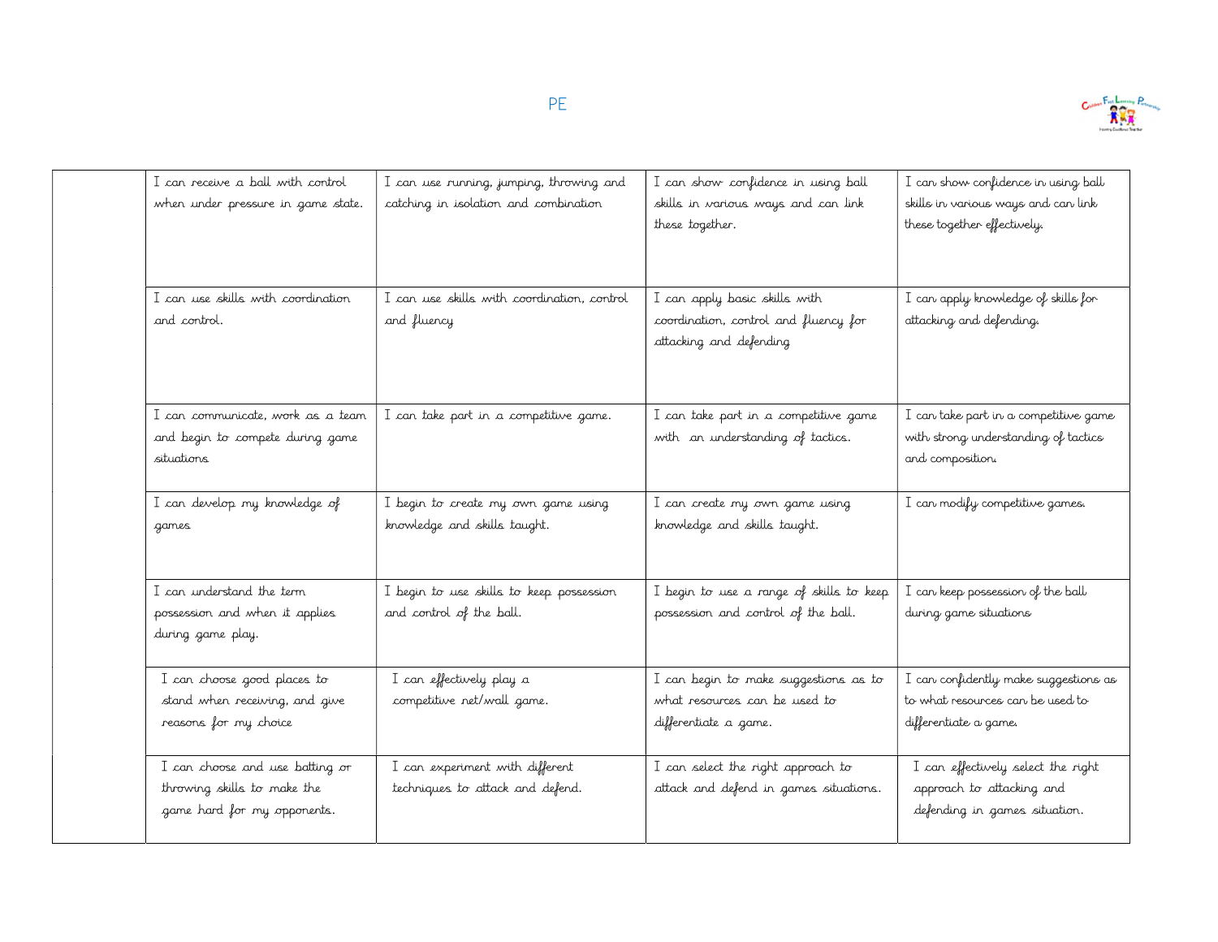PE

| | | | | |
|---|---|---|---|---|
| | I can receive a ball with control when under pressure in game state. | I can use running, jumping, throwing and catching in isolation and combination | I can show confidence in using ball skills in various ways and can link these together. | I can show confidence in using ball skills in various ways and can link these together effectively. |
| | I can use skills with coordination and control. | I can use skills with coordination, control and fluency | I can apply basic skills with coordination, control and fluency for attacking and defending | I can apply knowledge of skills for attacking and defending. |
| | I can communicate, work as a team and begin to compete during game situations | I can take part in a competitive game. | I can take part in a competitive game with an understanding of tactics. | I can take part in a competitive game with strong understanding of tactics and composition. |
| | I can develop my knowledge of games | I begin to create my own game using knowledge and skills taught. | I can create my own game using knowledge and skills taught. | I can modify competitive games. |
| | I can understand the term possession and when it applies during game play. | I begin to use skills to keep possession and control of the ball. | I begin to use a range of skills to keep possession and control of the ball. | I can keep possession of the ball during game situations |
| | I can choose good places to stand when receiving, and give reasons for my choice | I can effectively play a competitive net/wall game. | I can begin to make suggestions as to what resources can be used to differentiate a game. | I can confidently make suggestions as to what resources can be used to differentiate a game. |
| | I can choose and use batting or throwing skills to make the game hard for my opponents. | I can experiment with different techniques to attack and defend. | I can select the right approach to attack and defend in games situations. | I can effectively select the right approach to attacking and defending in games situation. |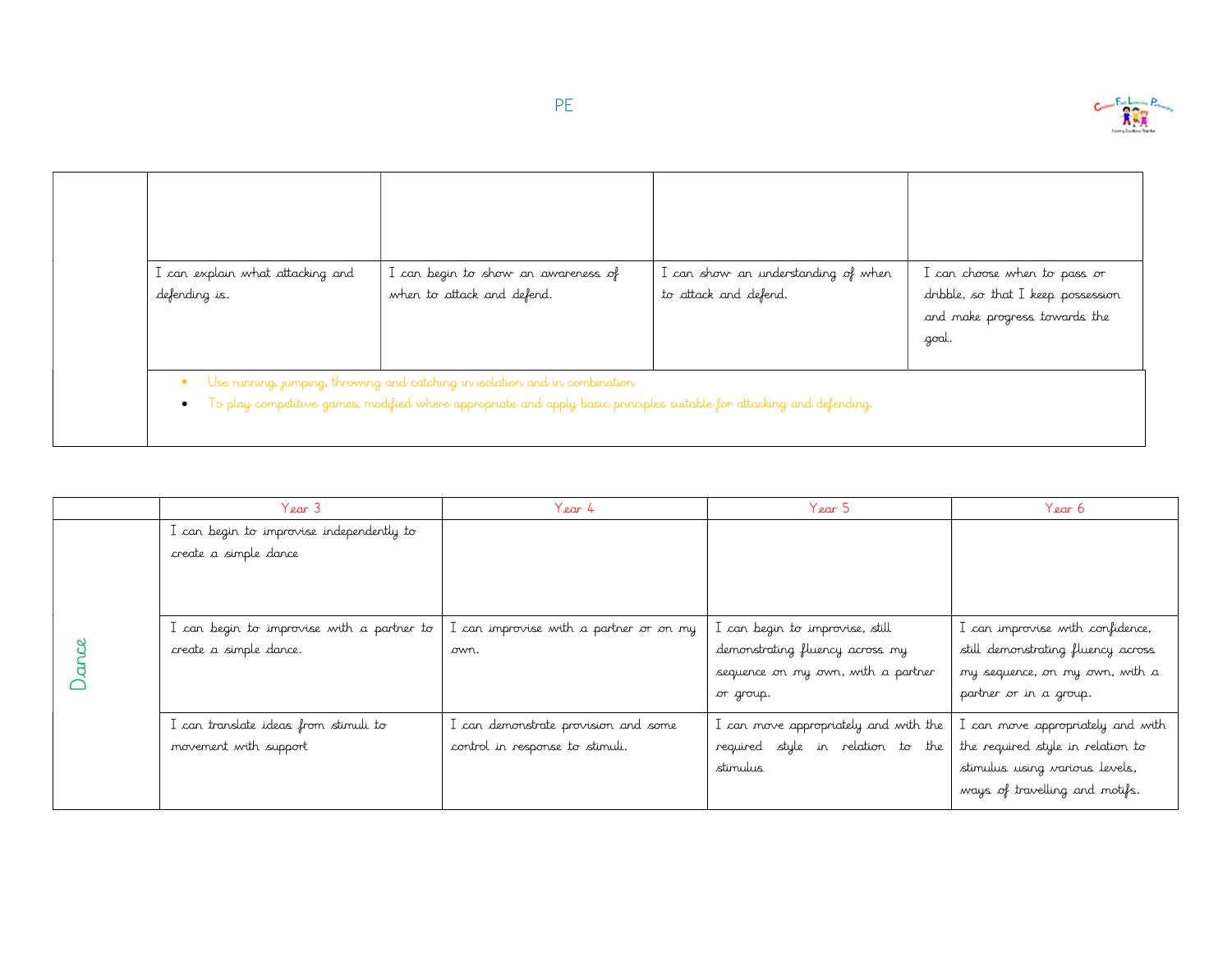# PE

| | | | | |
|---|---|---|---|---|
| | | | | |
| | I can explain what attacking and defending is. | I can begin to show an awareness of when to attack and defend. | I can show an understanding of when to attack and defend. | I can choose when to pass or dribble, so that I keep possession and make progress towards the goal. |
| | • Use running, jumping, throwing and catching in isolation and in combination<br>• To play competitive games, modified where appropriate and apply basic principles suitable for attacking and defending. | | | |

| | Year 3 | Year 4 | Year 5 | Year 6 |
|---|---|---|---|---|
| Dance | I can begin to improvise independently to create a simple dance | | | |
| | I can begin to improvise with a partner to create a simple dance. | I can improvise with a partner or on my own. | I can begin to improvise, still demonstrating fluency across my sequence on my own, with a partner or group. | I can improvise with confidence, still demonstrating fluency across my sequence, on my own, with a partner or in a group. |
| | I can translate ideas from stimuli to movement with support | I can demonstrate provision and some control in response to stimuli. | I can move appropriately and with the required style in relation to the stimulus | I can move appropriately and with the required style in relation to stimulus using various levels, ways of travelling and motifs. |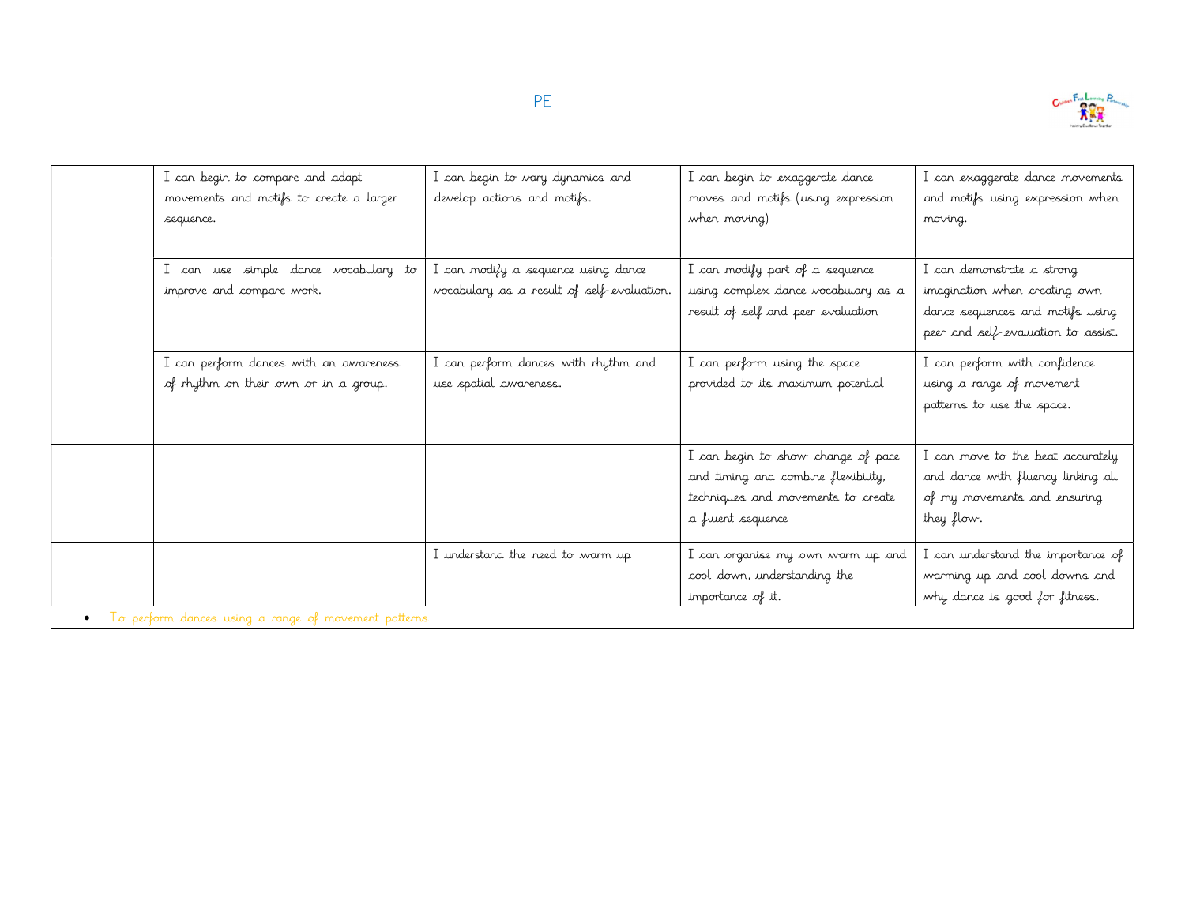| | | | | |
|---|---|---|---|---|
| | I can begin to compare and adapt movements and motifs to create a larger sequence. | I can begin to vary dynamics and develop actions and motifs. | I can begin to exaggerate dance moves and motifs (using expression when moving) | I can exaggerate dance movements and motifs using expression when moving. |
| | I can use simple dance vocabulary to improve and compare work. | I can modify a sequence using dance vocabulary as a result of self-evaluation. | I can modify part of a sequence using complex dance vocabulary as a result of self and peer evaluation | I can demonstrate a strong imagination when creating own dance sequences and motifs using peer and self-evaluation to assist. |
| | I can perform dances with an awareness of rhythm on their own or in a group. | I can perform dances with rhythm and use spatial awareness. | I can perform using the space provided to its maximum potential | I can perform with confidence using a range of movement patterns to use the space. |
| | | | I can begin to show change of pace and timing and combine flexibility, techniques and movements to create a fluent sequence | I can move to the beat accurately and dance with fluency linking all of my movements and ensuring they flow. |
| | | I understand the need to warm up | I can organise my own warm up and cool down, understanding the importance of it. | I can understand the importance of warming up and cool downs and why dance is good for fitness. |

- To perform dances using a range of movement patterns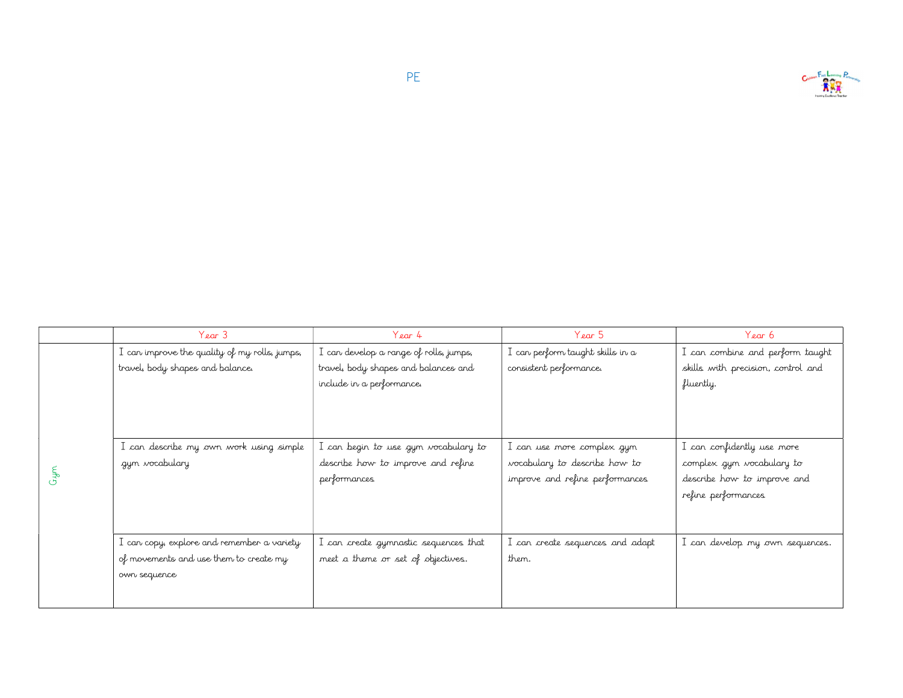# PE

| | Year 3 | Year 4 | Year 5 | Year 6 |
|---|---|---|---|---|
| Gym | I can improve the quality of my rolls, jumps, travel, body shapes and balance. | I can develop a range of rolls, jumps, travel, body shapes and balances and include in a performance. | I can perform taught skills in a consistent performance. | I can combine and perform taught skills with precision, control and fluently. |
| | I can describe my own work using simple gym vocabulary | I can begin to use gym vocabulary to describe how to improve and refine performances | I can use more complex gym vocabulary to describe how to improve and refine performances | I can confidently use more complex gym vocabulary to describe how to improve and refine performances |
| | I can copy, explore and remember a variety of movements and use them to create my own sequence | I can create gymnastic sequences that meet a theme or set of objectives. | I can create sequences and adapt them. | I can develop my own sequences. |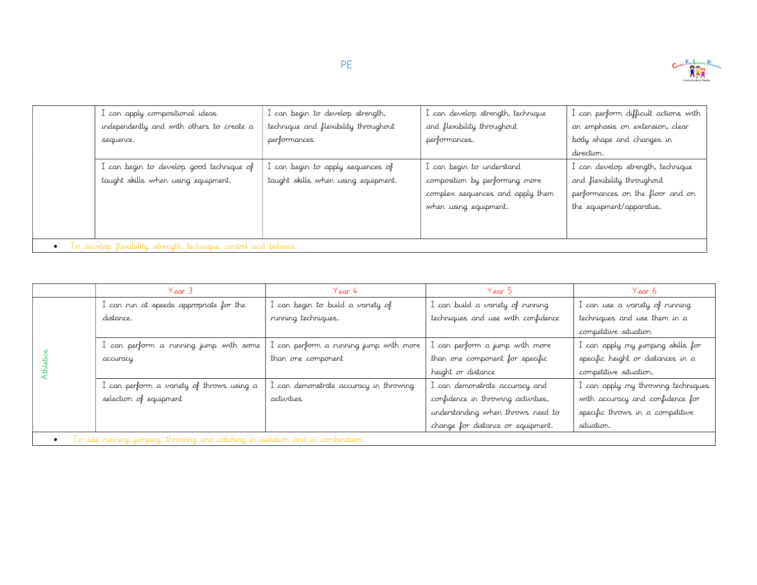# PE

| | | | | |
|---|---|---|---|---|
| | I can apply compositional ideas independently and with others to create a sequence. | I can begin to develop strength, technique and flexibility throughout performances | I can develop strength, technique and flexibility throughout performances. | I can perform difficult actions with an emphasis on extension, clear body shape and changes in direction. |
| | I can begin to develop good technique of taught skills when using equipment. | I can begin to apply sequences of taught skills when using equipment. | I can begin to understand composition by performing more complex sequences and apply them when using equipment. | I can develop strength, technique and flexibility throughout performances on the floor and on the equipment/apparatus. |
| • To develop flexibility, strength, technique, control and balance. | | | | |

| | Year 3 | Year 4 | Year 5 | Year 6 |
|---|---|---|---|---|
| Athletics | I can run at speeds appropriate for the distance. | I can begin to build a variety of running techniques. | I can build a variety of running techniques and use with confidence | I can use a variety of running techniques and use them in a competitive situation |
| | I can perform a running jump with some accuracy | I can perform a running jump with more than one component | I can perform a jump with more than one component for specific height or distance | I can apply my jumping skills for specific height or distances in a competitive situation. |
| | I can perform a variety of throws using a selection of equipment | I can demonstrate accuracy in throwing activities | I can demonstrate accuracy and confidence in throwing activities, understanding when throws need to change for distance or equipment. | I can apply my throwing techniques with accuracy and confidence for specific throws in a competitive situation. |
| • To use running, jumping, throwing and catching in isolation and in combination. | | | | |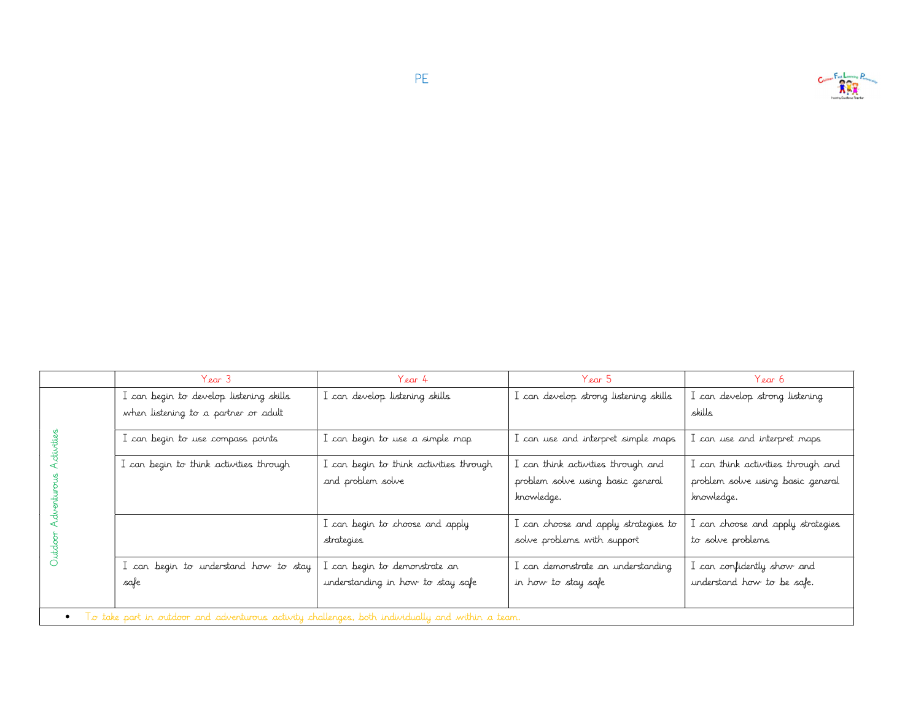# PE

| | Year 3 | Year 4 | Year 5 | Year 6 |
|---|---|---|---|---|
| Outdoor Adventurous Activities | I can begin to develop listening skills when listening to a partner or adult | I can develop listening skills | I can develop strong listening skills | I can develop strong listening skills |
| | I can begin to use compass points | I can begin to use a simple map | I can use and interpret simple maps | I can use and interpret maps |
| | I can begin to think activities through | I can begin to think activities through and problem solve | I can think activities through and problem solve using basic general knowledge. | I can think activities through and problem solve using basic general knowledge. |
| | | I can begin to choose and apply strategies | I can choose and apply strategies to solve problems with support | I can choose and apply strategies to solve problems |
| | I can begin to understand how to stay safe | I can begin to demonstrate an understanding in how to stay safe | I can demonstrate an understanding in how to stay safe | I can confidently show and understand how to be safe. |

- To take part in outdoor and adventurous activity challenges, both individually and within a team.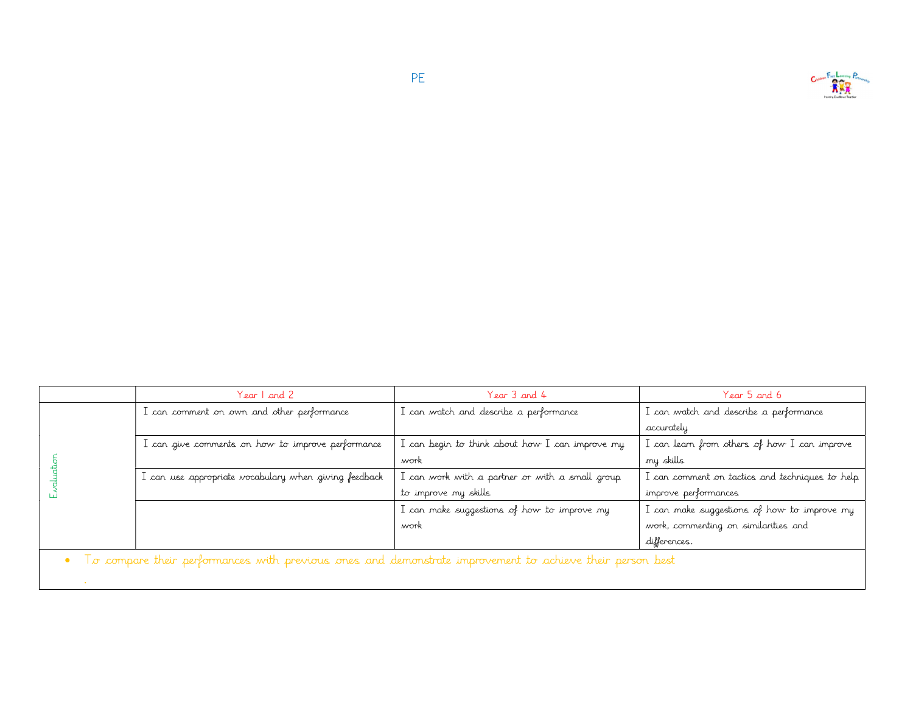PE

| | Year 1 and 2 | Year 3 and 4 | Year 5 and 6 |
|---|---|---|---|
| Evaluation | I can comment on own and other performance | I can watch and describe a performance | I can watch and describe a performance accurately |
| | I can give comments on how to improve performance | I can begin to think about how I can improve my work | I can learn from others of how I can improve my skills |
| | I can use appropriate vocabulary when giving feedback | I can work with a partner or with a small group to improve my skills | I can comment on tactics and techniques to help improve performances |
| | | I can make suggestions of how to improve my work | I can make suggestions of how to improve my work, commenting on similarities and differences. |

- To compare their performances with previous ones and demonstrate improvement to achieve their person best